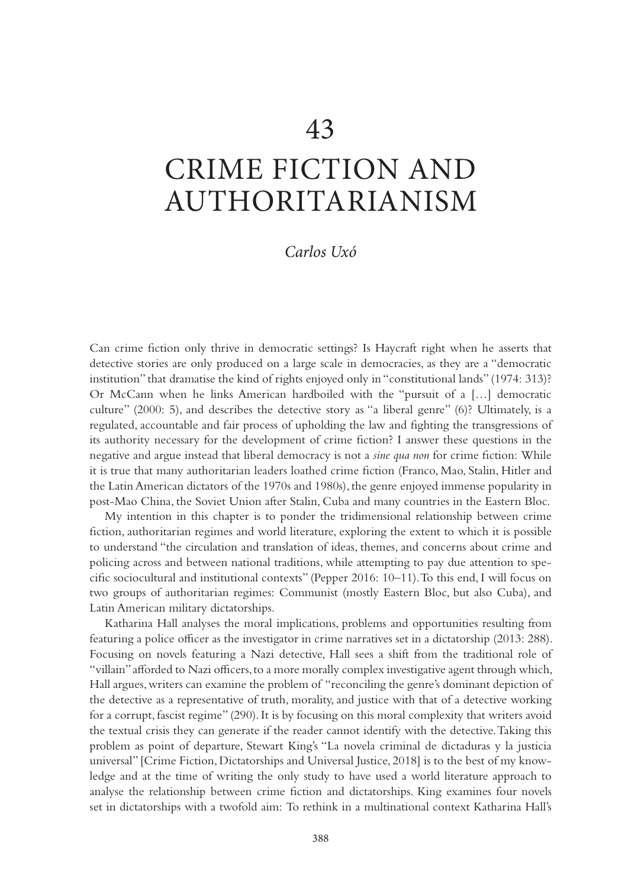# 43

# CRIME FICTION AND AUTHORITARIANISM

*Carlos Uxó*

Can crime fiction only thrive in democratic settings? Is Haycraft right when he asserts that detective stories are only produced on a large scale in democracies, as they are a "democratic institution" that dramatise the kind of rights enjoyed only in "constitutional lands" (1974: 313)? Or McCann when he links American hardboiled with the "pursuit of a […] democratic culture" (2000: 5), and describes the detective story as "a liberal genre" (6)? Ultimately, is a regulated, accountable and fair process of upholding the law and fighting the transgressions of its authority necessary for the development of crime fiction? I answer these questions in the negative and argue instead that liberal democracy is not a *sine qua non* for crime fiction: While it is true that many authoritarian leaders loathed crime fiction (Franco, Mao, Stalin, Hitler and the Latin American dictators of the 1970s and 1980s), the genre enjoyed immense popularity in post-Mao China, the Soviet Union after Stalin, Cuba and many countries in the Eastern Bloc.

My intention in this chapter is to ponder the tridimensional relationship between crime fiction, authoritarian regimes and world literature, exploring the extent to which it is possible to understand "the circulation and translation of ideas, themes, and concerns about crime and policing across and between national traditions, while attempting to pay due attention to specific sociocultural and institutional contexts" (Pepper 2016: 10–11). To this end, I will focus on two groups of authoritarian regimes: Communist (mostly Eastern Bloc, but also Cuba), and Latin American military dictatorships.

Katharina Hall analyses the moral implications, problems and opportunities resulting from featuring a police officer as the investigator in crime narratives set in a dictatorship (2013: 288). Focusing on novels featuring a Nazi detective, Hall sees a shift from the traditional role of "villain" afforded to Nazi officers, to a more morally complex investigative agent through which, Hall argues, writers can examine the problem of "reconciling the genre's dominant depiction of the detective as a representative of truth, morality, and justice with that of a detective working for a corrupt, fascist regime" (290). It is by focusing on this moral complexity that writers avoid the textual crisis they can generate if the reader cannot identify with the detective. Taking this problem as point of departure, Stewart King's "La novela criminal de dictaduras y la justicia universal" [Crime Fiction, Dictatorships and Universal Justice, 2018] is to the best of my knowledge and at the time of writing the only study to have used a world literature approach to analyse the relationship between crime fiction and dictatorships. King examines four novels set in dictatorships with a twofold aim: To rethink in a multinational context Katharina Hall's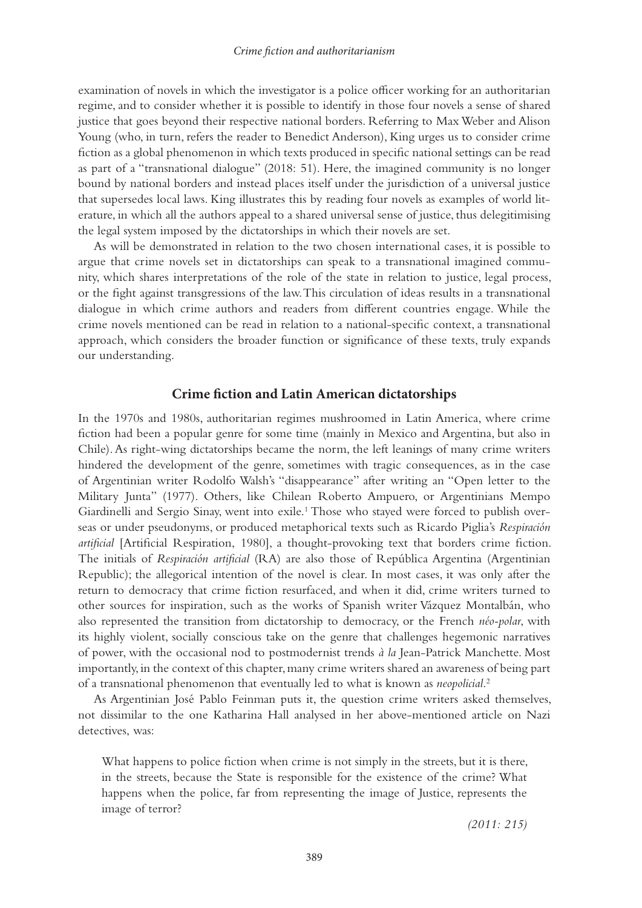examination of novels in which the investigator is a police officer working for an authoritarian regime, and to consider whether it is possible to identify in those four novels a sense of shared justice that goes beyond their respective national borders. Referring to Max Weber and Alison Young (who, in turn, refers the reader to Benedict Anderson), King urges us to consider crime fiction as a global phenomenon in which texts produced in specific national settings can be read as part of a "transnational dialogue" (2018: 51). Here, the imagined community is no longer bound by national borders and instead places itself under the jurisdiction of a universal justice that supersedes local laws. King illustrates this by reading four novels as examples of world literature, in which all the authors appeal to a shared universal sense of justice, thus delegitimising the legal system imposed by the dictatorships in which their novels are set.

As will be demonstrated in relation to the two chosen international cases, it is possible to argue that crime novels set in dictatorships can speak to a transnational imagined community, which shares interpretations of the role of the state in relation to justice, legal process, or the fight against transgressions of the law. This circulation of ideas results in a transnational dialogue in which crime authors and readers from different countries engage. While the crime novels mentioned can be read in relation to a national-specific context, a transnational approach, which considers the broader function or significance of these texts, truly expands our understanding.

## Crime fiction and Latin American dictatorships

In the 1970s and 1980s, authoritarian regimes mushroomed in Latin America, where crime fiction had been a popular genre for some time (mainly in Mexico and Argentina, but also in Chile). As right-wing dictatorships became the norm, the left leanings of many crime writers hindered the development of the genre, sometimes with tragic consequences, as in the case of Argentinian writer Rodolfo Walsh's "disappearance" after writing an "Open letter to the Military Junta" (1977). Others, like Chilean Roberto Ampuero, or Argentinians Mempo Giardinelli and Sergio Sinay, went into exile.[1] Those who stayed were forced to publish overseas or under pseudonyms, or produced metaphorical texts such as Ricardo Piglia's *Respiración artificial* [Artificial Respiration, 1980], a thought-provoking text that borders crime fiction. The initials of *Respiración artificial* (RA) are also those of República Argentina (Argentinian Republic); the allegorical intention of the novel is clear. In most cases, it was only after the return to democracy that crime fiction resurfaced, and when it did, crime writers turned to other sources for inspiration, such as the works of Spanish writer Vázquez Montalbán, who also represented the transition from dictatorship to democracy, or the French *néo-polar*, with its highly violent, socially conscious take on the genre that challenges hegemonic narratives of power, with the occasional nod to postmodernist trends *à la* Jean-Patrick Manchette. Most importantly, in the context of this chapter, many crime writers shared an awareness of being part of a transnational phenomenon that eventually led to what is known as *neopolicial*.[2]

As Argentinian José Pablo Feinman puts it, the question crime writers asked themselves, not dissimilar to the one Katharina Hall analysed in her above-mentioned article on Nazi detectives, was:

> What happens to police fiction when crime is not simply in the streets, but it is there, in the streets, because the State is responsible for the existence of the crime? What happens when the police, far from representing the image of Justice, represents the image of terror?
>
> *(2011: 215)*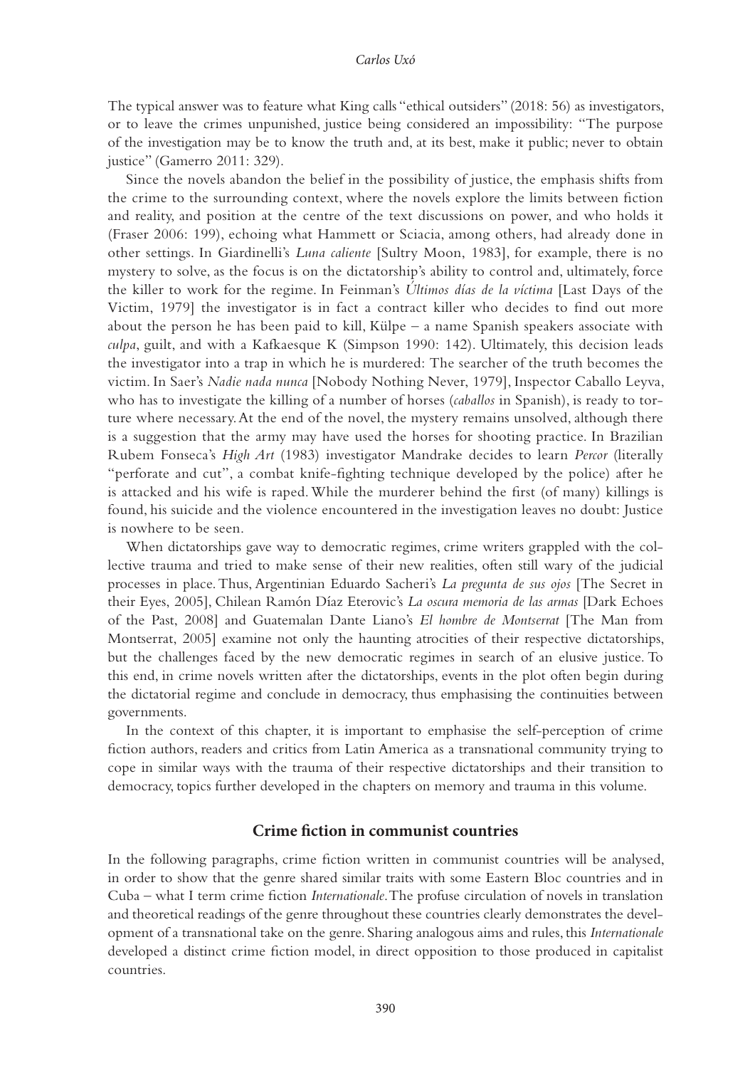The typical answer was to feature what King calls "ethical outsiders" (2018: 56) as investigators, or to leave the crimes unpunished, justice being considered an impossibility: "The purpose of the investigation may be to know the truth and, at its best, make it public; never to obtain justice" (Gamerro 2011: 329).

Since the novels abandon the belief in the possibility of justice, the emphasis shifts from the crime to the surrounding context, where the novels explore the limits between fiction and reality, and position at the centre of the text discussions on power, and who holds it (Fraser 2006: 199), echoing what Hammett or Sciacia, among others, had already done in other settings. In Giardinelli's *Luna caliente* [Sultry Moon, 1983], for example, there is no mystery to solve, as the focus is on the dictatorship's ability to control and, ultimately, force the killer to work for the regime. In Feinman's *Últimos días de la víctima* [Last Days of the Victim, 1979] the investigator is in fact a contract killer who decides to find out more about the person he has been paid to kill, Külpe – a name Spanish speakers associate with *culpa*, guilt, and with a Kafkaesque K (Simpson 1990: 142). Ultimately, this decision leads the investigator into a trap in which he is murdered: The searcher of the truth becomes the victim. In Saer's *Nadie nada nunca* [Nobody Nothing Never, 1979], Inspector Caballo Leyva, who has to investigate the killing of a number of horses (*caballos* in Spanish), is ready to torture where necessary. At the end of the novel, the mystery remains unsolved, although there is a suggestion that the army may have used the horses for shooting practice. In Brazilian Rubem Fonseca's *High Art* (1983) investigator Mandrake decides to learn *Percor* (literally "perforate and cut", a combat knife-fighting technique developed by the police) after he is attacked and his wife is raped. While the murderer behind the first (of many) killings is found, his suicide and the violence encountered in the investigation leaves no doubt: Justice is nowhere to be seen.

When dictatorships gave way to democratic regimes, crime writers grappled with the collective trauma and tried to make sense of their new realities, often still wary of the judicial processes in place. Thus, Argentinian Eduardo Sacheri's *La pregunta de sus ojos* [The Secret in their Eyes, 2005], Chilean Ramón Díaz Eterovic's *La oscura memoria de las armas* [Dark Echoes of the Past, 2008] and Guatemalan Dante Liano's *El hombre de Montserrat* [The Man from Montserrat, 2005] examine not only the haunting atrocities of their respective dictatorships, but the challenges faced by the new democratic regimes in search of an elusive justice. To this end, in crime novels written after the dictatorships, events in the plot often begin during the dictatorial regime and conclude in democracy, thus emphasising the continuities between governments.

In the context of this chapter, it is important to emphasise the self-perception of crime fiction authors, readers and critics from Latin America as a transnational community trying to cope in similar ways with the trauma of their respective dictatorships and their transition to democracy, topics further developed in the chapters on memory and trauma in this volume.

## Crime fiction in communist countries

In the following paragraphs, crime fiction written in communist countries will be analysed, in order to show that the genre shared similar traits with some Eastern Bloc countries and in Cuba – what I term crime fiction *Internationale*. The profuse circulation of novels in translation and theoretical readings of the genre throughout these countries clearly demonstrates the development of a transnational take on the genre. Sharing analogous aims and rules, this *Internationale* developed a distinct crime fiction model, in direct opposition to those produced in capitalist countries.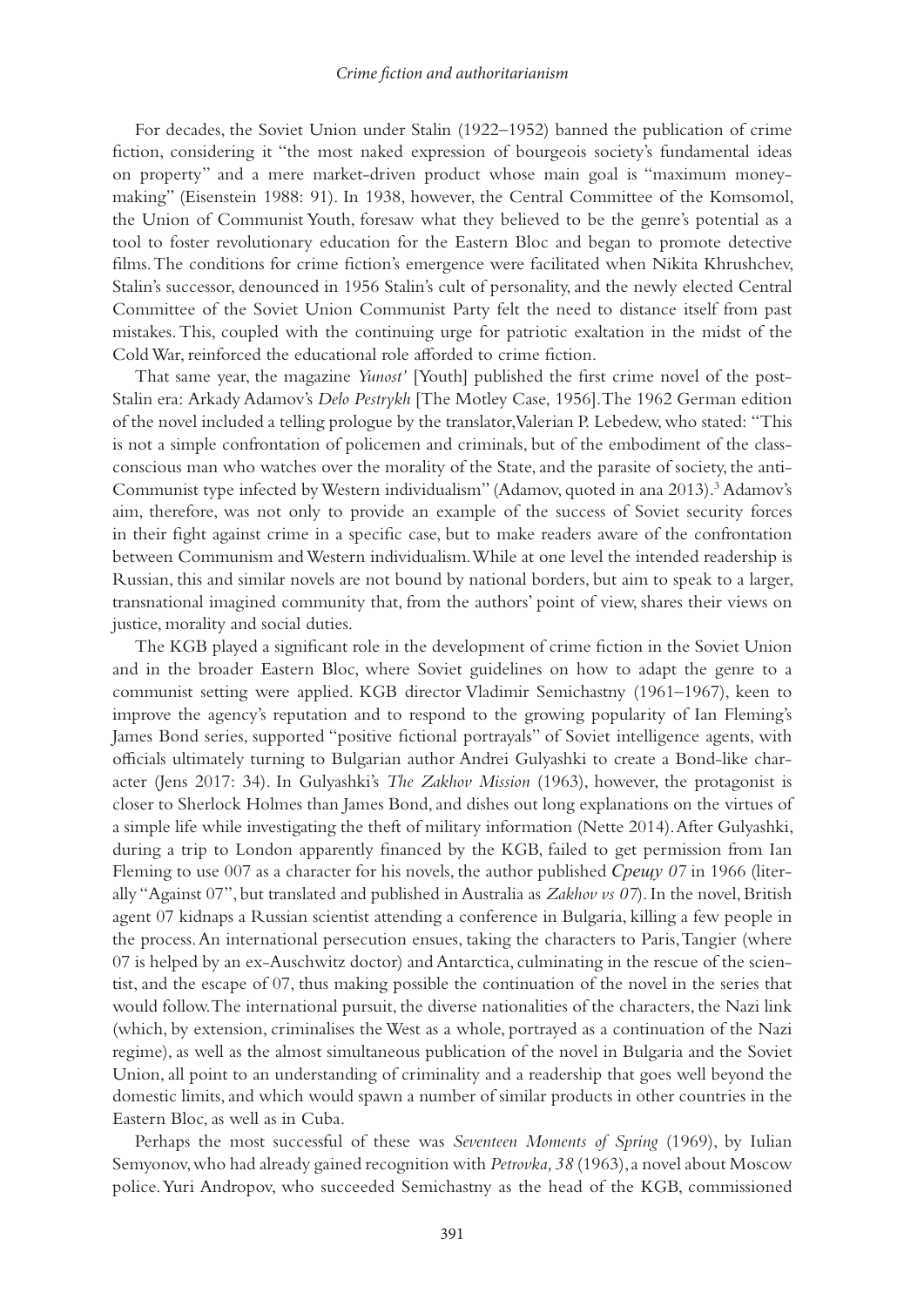For decades, the Soviet Union under Stalin (1922–1952) banned the publication of crime fiction, considering it "the most naked expression of bourgeois society's fundamental ideas on property" and a mere market-driven product whose main goal is "maximum money-making" (Eisenstein 1988: 91). In 1938, however, the Central Committee of the Komsomol, the Union of Communist Youth, foresaw what they believed to be the genre's potential as a tool to foster revolutionary education for the Eastern Bloc and began to promote detective films. The conditions for crime fiction's emergence were facilitated when Nikita Khrushchev, Stalin's successor, denounced in 1956 Stalin's cult of personality, and the newly elected Central Committee of the Soviet Union Communist Party felt the need to distance itself from past mistakes. This, coupled with the continuing urge for patriotic exaltation in the midst of the Cold War, reinforced the educational role afforded to crime fiction.

That same year, the magazine *Yunost'* [Youth] published the first crime novel of the post-Stalin era: Arkady Adamov's *Delo Pestrykh* [The Motley Case, 1956]. The 1962 German edition of the novel included a telling prologue by the translator, Valerian P. Lebedew, who stated: "This is not a simple confrontation of policemen and criminals, but of the embodiment of the class-conscious man who watches over the morality of the State, and the parasite of society, the anti-Communist type infected by Western individualism" (Adamov, quoted in ana 2013).[3] Adamov's aim, therefore, was not only to provide an example of the success of Soviet security forces in their fight against crime in a specific case, but to make readers aware of the confrontation between Communism and Western individualism. While at one level the intended readership is Russian, this and similar novels are not bound by national borders, but aim to speak to a larger, transnational imagined community that, from the authors' point of view, shares their views on justice, morality and social duties.

The KGB played a significant role in the development of crime fiction in the Soviet Union and in the broader Eastern Bloc, where Soviet guidelines on how to adapt the genre to a communist setting were applied. KGB director Vladimir Semichastny (1961–1967), keen to improve the agency's reputation and to respond to the growing popularity of Ian Fleming's James Bond series, supported "positive fictional portrayals" of Soviet intelligence agents, with officials ultimately turning to Bulgarian author Andrei Gulyashki to create a Bond-like character (Jens 2017: 34). In Gulyashki's *The Zakhov Mission* (1963), however, the protagonist is closer to Sherlock Holmes than James Bond, and dishes out long explanations on the virtues of a simple life while investigating the theft of military information (Nette 2014). After Gulyashki, during a trip to London apparently financed by the KGB, failed to get permission from Ian Fleming to use 007 as a character for his novels, the author published *Срещу 07* in 1966 (literally "Against 07", but translated and published in Australia as *Zakhov vs 07*). In the novel, British agent 07 kidnaps a Russian scientist attending a conference in Bulgaria, killing a few people in the process. An international persecution ensues, taking the characters to Paris, Tangier (where 07 is helped by an ex-Auschwitz doctor) and Antarctica, culminating in the rescue of the scientist, and the escape of 07, thus making possible the continuation of the novel in the series that would follow. The international pursuit, the diverse nationalities of the characters, the Nazi link (which, by extension, criminalises the West as a whole, portrayed as a continuation of the Nazi regime), as well as the almost simultaneous publication of the novel in Bulgaria and the Soviet Union, all point to an understanding of criminality and a readership that goes well beyond the domestic limits, and which would spawn a number of similar products in other countries in the Eastern Bloc, as well as in Cuba.

Perhaps the most successful of these was *Seventeen Moments of Spring* (1969), by Iulian Semyonov, who had already gained recognition with *Petrovka, 38* (1963), a novel about Moscow police. Yuri Andropov, who succeeded Semichastny as the head of the KGB, commissioned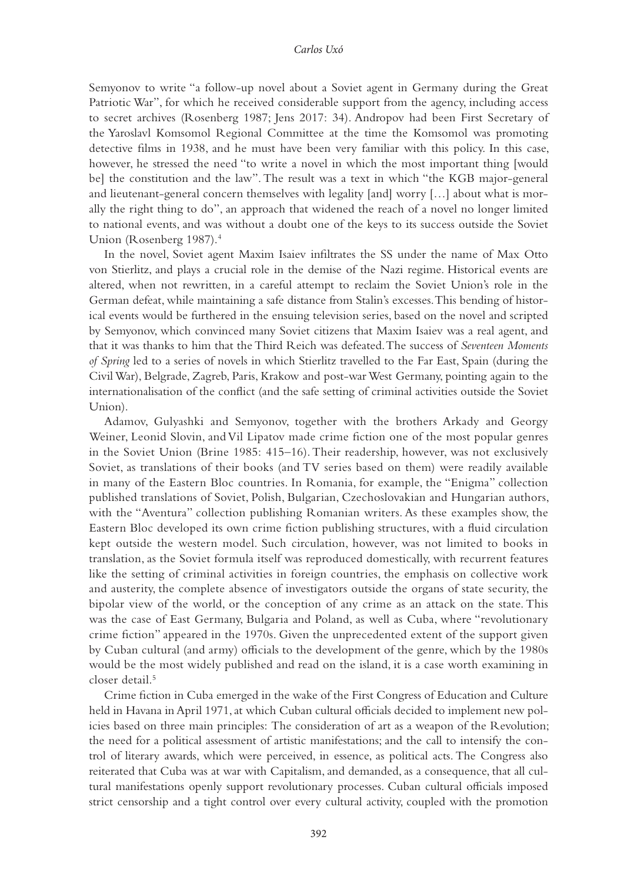Semyonov to write "a follow-up novel about a Soviet agent in Germany during the Great Patriotic War", for which he received considerable support from the agency, including access to secret archives (Rosenberg 1987; Jens 2017: 34). Andropov had been First Secretary of the Yaroslavl Komsomol Regional Committee at the time the Komsomol was promoting detective films in 1938, and he must have been very familiar with this policy. In this case, however, he stressed the need "to write a novel in which the most important thing [would be] the constitution and the law". The result was a text in which "the KGB major-general and lieutenant-general concern themselves with legality [and] worry […] about what is morally the right thing to do", an approach that widened the reach of a novel no longer limited to national events, and was without a doubt one of the keys to its success outside the Soviet Union (Rosenberg 1987).[4]

In the novel, Soviet agent Maxim Isaiev infiltrates the SS under the name of Max Otto von Stierlitz, and plays a crucial role in the demise of the Nazi regime. Historical events are altered, when not rewritten, in a careful attempt to reclaim the Soviet Union's role in the German defeat, while maintaining a safe distance from Stalin's excesses. This bending of historical events would be furthered in the ensuing television series, based on the novel and scripted by Semyonov, which convinced many Soviet citizens that Maxim Isaiev was a real agent, and that it was thanks to him that the Third Reich was defeated. The success of *Seventeen Moments of Spring* led to a series of novels in which Stierlitz travelled to the Far East, Spain (during the Civil War), Belgrade, Zagreb, Paris, Krakow and post-war West Germany, pointing again to the internationalisation of the conflict (and the safe setting of criminal activities outside the Soviet Union).

Adamov, Gulyashki and Semyonov, together with the brothers Arkady and Georgy Weiner, Leonid Slovin, and Vil Lipatov made crime fiction one of the most popular genres in the Soviet Union (Brine 1985: 415–16). Their readership, however, was not exclusively Soviet, as translations of their books (and TV series based on them) were readily available in many of the Eastern Bloc countries. In Romania, for example, the "Enigma" collection published translations of Soviet, Polish, Bulgarian, Czechoslovakian and Hungarian authors, with the "Aventura" collection publishing Romanian writers. As these examples show, the Eastern Bloc developed its own crime fiction publishing structures, with a fluid circulation kept outside the western model. Such circulation, however, was not limited to books in translation, as the Soviet formula itself was reproduced domestically, with recurrent features like the setting of criminal activities in foreign countries, the emphasis on collective work and austerity, the complete absence of investigators outside the organs of state security, the bipolar view of the world, or the conception of any crime as an attack on the state. This was the case of East Germany, Bulgaria and Poland, as well as Cuba, where "revolutionary crime fiction" appeared in the 1970s. Given the unprecedented extent of the support given by Cuban cultural (and army) officials to the development of the genre, which by the 1980s would be the most widely published and read on the island, it is a case worth examining in closer detail.[5]

Crime fiction in Cuba emerged in the wake of the First Congress of Education and Culture held in Havana in April 1971, at which Cuban cultural officials decided to implement new policies based on three main principles: The consideration of art as a weapon of the Revolution; the need for a political assessment of artistic manifestations; and the call to intensify the control of literary awards, which were perceived, in essence, as political acts. The Congress also reiterated that Cuba was at war with Capitalism, and demanded, as a consequence, that all cultural manifestations openly support revolutionary processes. Cuban cultural officials imposed strict censorship and a tight control over every cultural activity, coupled with the promotion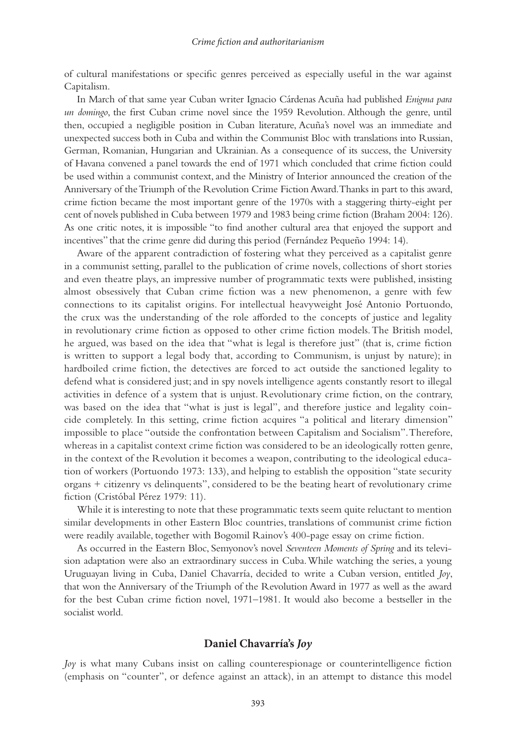of cultural manifestations or specific genres perceived as especially useful in the war against Capitalism.

In March of that same year Cuban writer Ignacio Cárdenas Acuña had published *Enigma para un domingo*, the first Cuban crime novel since the 1959 Revolution. Although the genre, until then, occupied a negligible position in Cuban literature, Acuña's novel was an immediate and unexpected success both in Cuba and within the Communist Bloc with translations into Russian, German, Romanian, Hungarian and Ukrainian. As a consequence of its success, the University of Havana convened a panel towards the end of 1971 which concluded that crime fiction could be used within a communist context, and the Ministry of Interior announced the creation of the Anniversary of the Triumph of the Revolution Crime Fiction Award. Thanks in part to this award, crime fiction became the most important genre of the 1970s with a staggering thirty-eight per cent of novels published in Cuba between 1979 and 1983 being crime fiction (Braham 2004: 126). As one critic notes, it is impossible "to find another cultural area that enjoyed the support and incentives" that the crime genre did during this period (Fernández Pequeño 1994: 14).

Aware of the apparent contradiction of fostering what they perceived as a capitalist genre in a communist setting, parallel to the publication of crime novels, collections of short stories and even theatre plays, an impressive number of programmatic texts were published, insisting almost obsessively that Cuban crime fiction was a new phenomenon, a genre with few connections to its capitalist origins. For intellectual heavyweight José Antonio Portuondo, the crux was the understanding of the role afforded to the concepts of justice and legality in revolutionary crime fiction as opposed to other crime fiction models. The British model, he argued, was based on the idea that "what is legal is therefore just" (that is, crime fiction is written to support a legal body that, according to Communism, is unjust by nature); in hardboiled crime fiction, the detectives are forced to act outside the sanctioned legality to defend what is considered just; and in spy novels intelligence agents constantly resort to illegal activities in defence of a system that is unjust. Revolutionary crime fiction, on the contrary, was based on the idea that "what is just is legal", and therefore justice and legality coincide completely. In this setting, crime fiction acquires "a political and literary dimension" impossible to place "outside the confrontation between Capitalism and Socialism". Therefore, whereas in a capitalist context crime fiction was considered to be an ideologically rotten genre, in the context of the Revolution it becomes a weapon, contributing to the ideological education of workers (Portuondo 1973: 133), and helping to establish the opposition "state security organs + citizenry vs delinquents", considered to be the beating heart of revolutionary crime fiction (Cristóbal Pérez 1979: 11).

While it is interesting to note that these programmatic texts seem quite reluctant to mention similar developments in other Eastern Bloc countries, translations of communist crime fiction were readily available, together with Bogomil Rainov's 400-page essay on crime fiction.

As occurred in the Eastern Bloc, Semyonov's novel *Seventeen Moments of Spring* and its television adaptation were also an extraordinary success in Cuba. While watching the series, a young Uruguayan living in Cuba, Daniel Chavarría, decided to write a Cuban version, entitled *Joy*, that won the Anniversary of the Triumph of the Revolution Award in 1977 as well as the award for the best Cuban crime fiction novel, 1971–1981. It would also become a bestseller in the socialist world.

## Daniel Chavarría's *Joy*

*Joy* is what many Cubans insist on calling counterespionage or counterintelligence fiction (emphasis on "counter", or defence against an attack), in an attempt to distance this model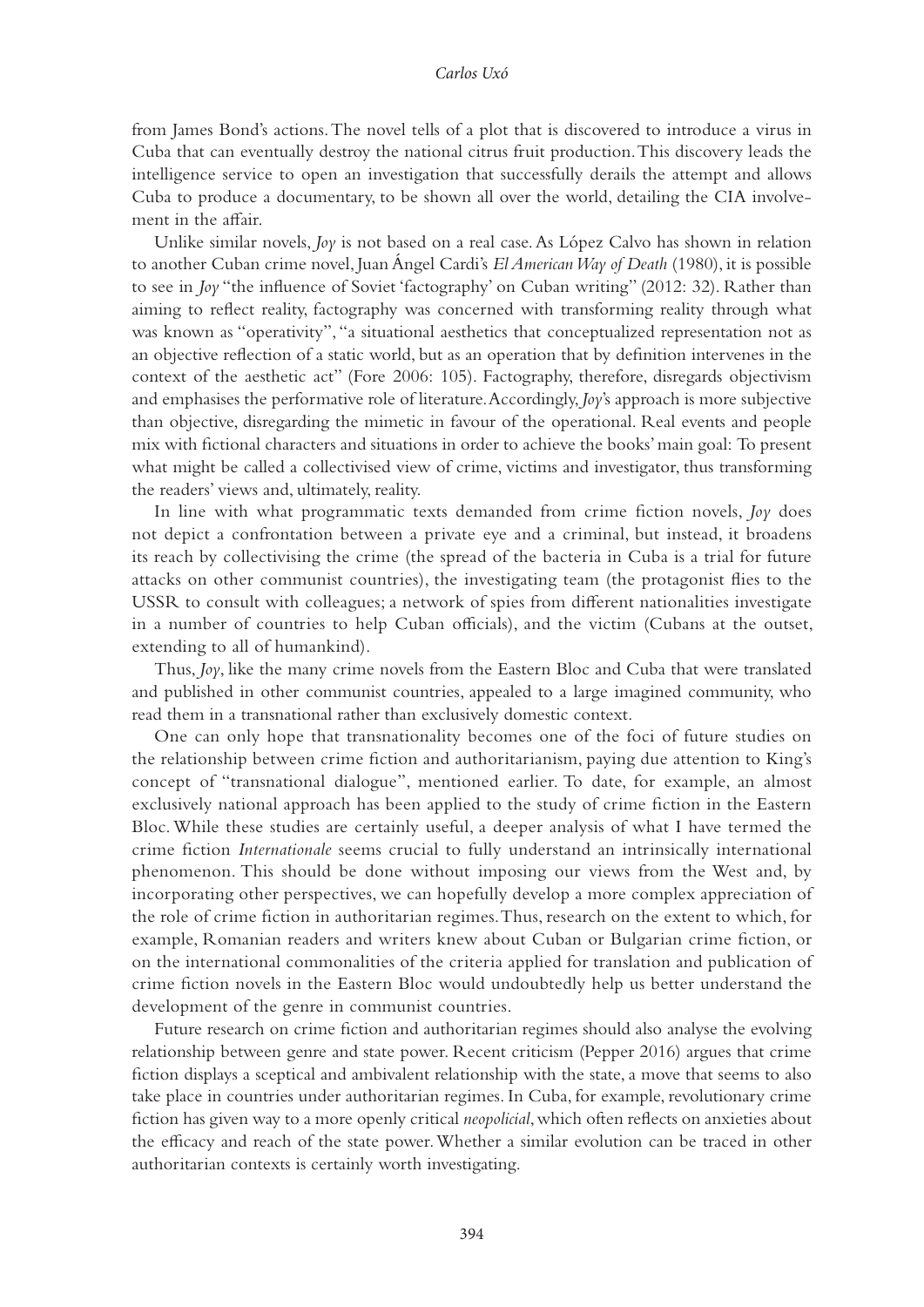from James Bond's actions. The novel tells of a plot that is discovered to introduce a virus in Cuba that can eventually destroy the national citrus fruit production. This discovery leads the intelligence service to open an investigation that successfully derails the attempt and allows Cuba to produce a documentary, to be shown all over the world, detailing the CIA involvement in the affair.

Unlike similar novels, *Joy* is not based on a real case. As López Calvo has shown in relation to another Cuban crime novel, Juan Ángel Cardi's *El American Way of Death* (1980), it is possible to see in *Joy* "the influence of Soviet 'factography' on Cuban writing" (2012: 32). Rather than aiming to reflect reality, factography was concerned with transforming reality through what was known as "operativity", "a situational aesthetics that conceptualized representation not as an objective reflection of a static world, but as an operation that by definition intervenes in the context of the aesthetic act" (Fore 2006: 105). Factography, therefore, disregards objectivism and emphasises the performative role of literature. Accordingly, *Joy*'s approach is more subjective than objective, disregarding the mimetic in favour of the operational. Real events and people mix with fictional characters and situations in order to achieve the books' main goal: To present what might be called a collectivised view of crime, victims and investigator, thus transforming the readers' views and, ultimately, reality.

In line with what programmatic texts demanded from crime fiction novels, *Joy* does not depict a confrontation between a private eye and a criminal, but instead, it broadens its reach by collectivising the crime (the spread of the bacteria in Cuba is a trial for future attacks on other communist countries), the investigating team (the protagonist flies to the USSR to consult with colleagues; a network of spies from different nationalities investigate in a number of countries to help Cuban officials), and the victim (Cubans at the outset, extending to all of humankind).

Thus, *Joy*, like the many crime novels from the Eastern Bloc and Cuba that were translated and published in other communist countries, appealed to a large imagined community, who read them in a transnational rather than exclusively domestic context.

One can only hope that transnationality becomes one of the foci of future studies on the relationship between crime fiction and authoritarianism, paying due attention to King's concept of "transnational dialogue", mentioned earlier. To date, for example, an almost exclusively national approach has been applied to the study of crime fiction in the Eastern Bloc. While these studies are certainly useful, a deeper analysis of what I have termed the crime fiction *Internationale* seems crucial to fully understand an intrinsically international phenomenon. This should be done without imposing our views from the West and, by incorporating other perspectives, we can hopefully develop a more complex appreciation of the role of crime fiction in authoritarian regimes. Thus, research on the extent to which, for example, Romanian readers and writers knew about Cuban or Bulgarian crime fiction, or on the international commonalities of the criteria applied for translation and publication of crime fiction novels in the Eastern Bloc would undoubtedly help us better understand the development of the genre in communist countries.

Future research on crime fiction and authoritarian regimes should also analyse the evolving relationship between genre and state power. Recent criticism (Pepper 2016) argues that crime fiction displays a sceptical and ambivalent relationship with the state, a move that seems to also take place in countries under authoritarian regimes. In Cuba, for example, revolutionary crime fiction has given way to a more openly critical *neopolicial*, which often reflects on anxieties about the efficacy and reach of the state power. Whether a similar evolution can be traced in other authoritarian contexts is certainly worth investigating.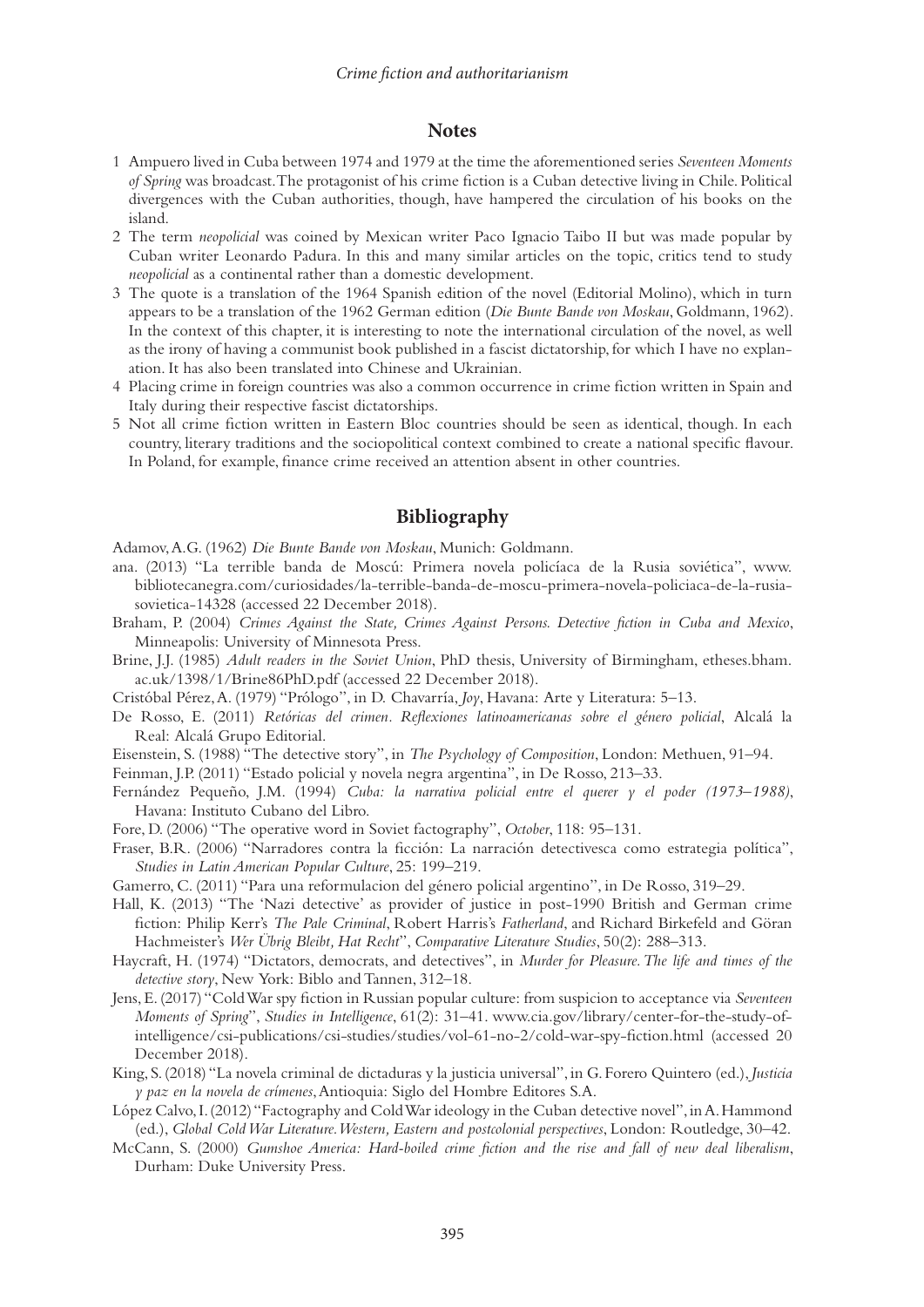## Notes

1. Ampuero lived in Cuba between 1974 and 1979 at the time the aforementioned series *Seventeen Moments of Spring* was broadcast. The protagonist of his crime fiction is a Cuban detective living in Chile. Political divergences with the Cuban authorities, though, have hampered the circulation of his books on the island.
2. The term *neopolicial* was coined by Mexican writer Paco Ignacio Taibo II but was made popular by Cuban writer Leonardo Padura. In this and many similar articles on the topic, critics tend to study *neopolicial* as a continental rather than a domestic development.
3. The quote is a translation of the 1964 Spanish edition of the novel (Editorial Molino), which in turn appears to be a translation of the 1962 German edition (*Die Bunte Bande von Moskau*, Goldmann, 1962). In the context of this chapter, it is interesting to note the international circulation of the novel, as well as the irony of having a communist book published in a fascist dictatorship, for which I have no explanation. It has also been translated into Chinese and Ukrainian.
4. Placing crime in foreign countries was also a common occurrence in crime fiction written in Spain and Italy during their respective fascist dictatorships.
5. Not all crime fiction written in Eastern Bloc countries should be seen as identical, though. In each country, literary traditions and the sociopolitical context combined to create a national specific flavour. In Poland, for example, finance crime received an attention absent in other countries.

## Bibliography

Adamov, A.G. (1962) *Die Bunte Bande von Moskau*, Munich: Goldmann.

ana. (2013) "La terrible banda de Moscú: Primera novela policíaca de la Rusia soviética", www.bibliotecanegra.com/curiosidades/la-terrible-banda-de-moscu-primera-novela-policiaca-de-la-rusia-sovietica-14328 (accessed 22 December 2018).

Braham, P. (2004) *Crimes Against the State, Crimes Against Persons. Detective fiction in Cuba and Mexico*, Minneapolis: University of Minnesota Press.

Brine, J.J. (1985) *Adult readers in the Soviet Union*, PhD thesis, University of Birmingham, etheses.bham.ac.uk/1398/1/Brine86PhD.pdf (accessed 22 December 2018).

Cristóbal Pérez, A. (1979) "Prólogo", in D. Chavarría, *Joy*, Havana: Arte y Literatura: 5–13.

De Rosso, E. (2011) *Retóricas del crimen. Reflexiones latinoamericanas sobre el género policial*, Alcalá la Real: Alcalá Grupo Editorial.

Eisenstein, S. (1988) "The detective story", in *The Psychology of Composition*, London: Methuen, 91–94.

Feinman, J.P. (2011) "Estado policial y novela negra argentina", in De Rosso, 213–33.

Fernández Pequeño, J.M. (1994) *Cuba: la narrativa policial entre el querer y el poder (1973–1988)*, Havana: Instituto Cubano del Libro.

Fore, D. (2006) "The operative word in Soviet factography", *October*, 118: 95–131.

Fraser, B.R. (2006) "Narradores contra la ficción: La narración detectivesca como estrategia política", *Studies in Latin American Popular Culture*, 25: 199–219.

Gamerro, C. (2011) "Para una reformulacion del género policial argentino", in De Rosso, 319–29.

Hall, K. (2013) "The 'Nazi detective' as provider of justice in post-1990 British and German crime fiction: Philip Kerr's *The Pale Criminal*, Robert Harris's *Fatherland*, and Richard Birkefeld and Göran Hachmeister's *Wer Übrig Bleibt, Hat Recht*", *Comparative Literature Studies*, 50(2): 288–313.

Haycraft, H. (1974) "Dictators, democrats, and detectives", in *Murder for Pleasure. The life and times of the detective story*, New York: Biblo and Tannen, 312–18.

Jens, E. (2017) "Cold War spy fiction in Russian popular culture: from suspicion to acceptance via *Seventeen Moments of Spring*", *Studies in Intelligence*, 61(2): 31–41. www.cia.gov/library/center-for-the-study-of-intelligence/csi-publications/csi-studies/studies/vol-61-no-2/cold-war-spy-fiction.html (accessed 20 December 2018).

King, S. (2018) "La novela criminal de dictaduras y la justicia universal", in G. Forero Quintero (ed.), *Justicia y paz en la novela de crímenes*, Antioquia: Siglo del Hombre Editores S.A.

López Calvo, I. (2012) "Factography and Cold War ideology in the Cuban detective novel", in A. Hammond (ed.), *Global Cold War Literature. Western, Eastern and postcolonial perspectives*, London: Routledge, 30–42.

McCann, S. (2000) *Gumshoe America: Hard-boiled crime fiction and the rise and fall of new deal liberalism*, Durham: Duke University Press.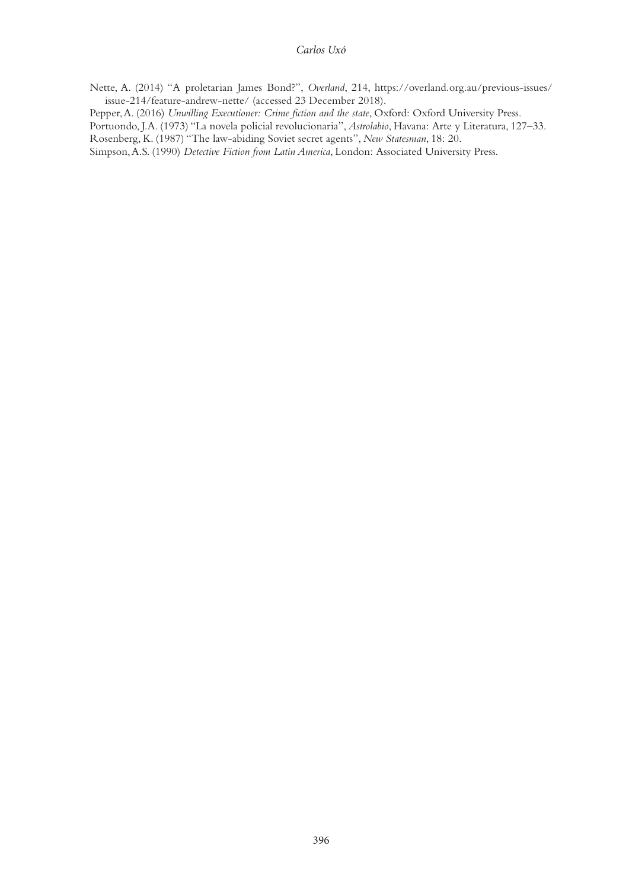Nette, A. (2014) "A proletarian James Bond?", *Overland*, 214, https://overland.org.au/previous-issues/issue-214/feature-andrew-nette/ (accessed 23 December 2018).

Pepper, A. (2016) *Unwilling Executioner: Crime fiction and the state*, Oxford: Oxford University Press.

Portuondo, J.A. (1973) "La novela policial revolucionaria", *Astrolabio*, Havana: Arte y Literatura, 127–33.

Rosenberg, K. (1987) "The law-abiding Soviet secret agents", *New Statesman*, 18: 20.

Simpson, A.S. (1990) *Detective Fiction from Latin America*, London: Associated University Press.